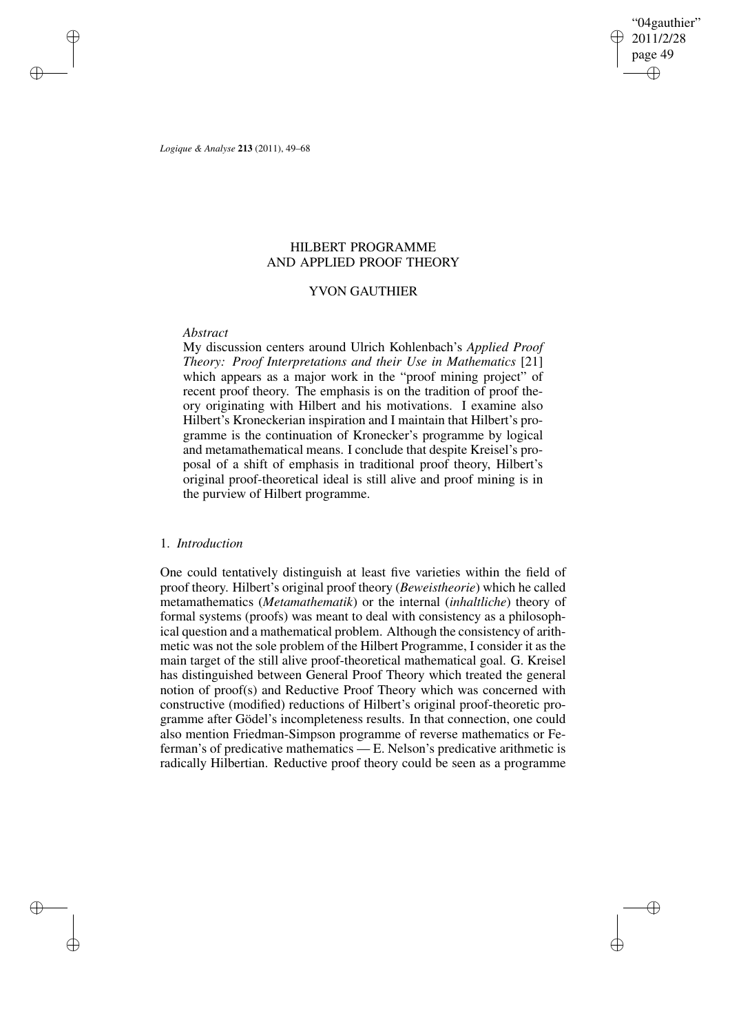# HILBERT PROGRAMME AND APPLIED PROOF THEORY

## YVON GAUTHIER

*Abstract*

My discussion centers around Ulrich Kohlenbach's *Applied Proof Theory: Proof Interpretations and their Use in Mathematics* [21] which appears as a major work in the "proof mining project" of recent proof theory. The emphasis is on the tradition of proof theory originating with Hilbert and his motivations. I examine also Hilbert's Kroneckerian inspiration and I maintain that Hilbert's programme is the continuation of Kronecker's programme by logical and metamathematical means. I conclude that despite Kreisel's proposal of a shift of emphasis in traditional proof theory, Hilbert's original proof-theoretical ideal is still alive and proof mining is in the purview of Hilbert programme.

## 1. *Introduction*

One could tentatively distinguish at least five varieties within the field of proof theory. Hilbert's original proof theory (*Beweistheorie*) which he called metamathematics (*Metamathematik*) or the internal (*inhaltliche*) theory of formal systems (proofs) was meant to deal with consistency as a philosophical question and a mathematical problem. Although the consistency of arithmetic was not the sole problem of the Hilbert Programme, I consider it as the main target of the still alive proof-theoretical mathematical goal. G. Kreisel has distinguished between General Proof Theory which treated the general notion of proof(s) and Reductive Proof Theory which was concerned with constructive (modified) reductions of Hilbert's original proof-theoretic programme after Gödel's incompleteness results. In that connection, one could also mention Friedman-Simpson programme of reverse mathematics or Feferman's of predicative mathematics — E. Nelson's predicative arithmetic is radically Hilbertian. Reductive proof theory could be seen as a programme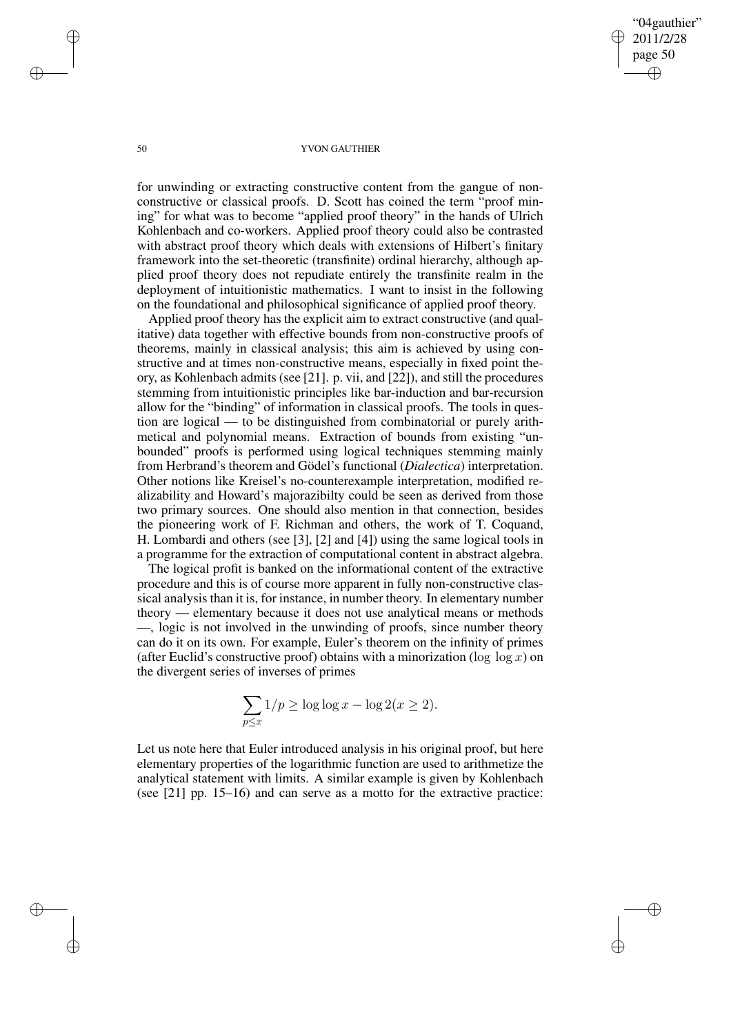for unwinding or extracting constructive content from the gangue of non-constructive or classical proofs. D. Scott has coined the term "proof mining" for what was to become "applied proof theory" in the hands of Ulrich Kohlenbach and co-workers. Applied proof theory could also be contrasted with abstract proof theory which deals with extensions of Hilbert's finitary framework into the set-theoretic (transfinite) ordinal hierarchy, although applied proof theory does not repudiate entirely the transfinite realm in the deployment of intuitionistic mathematics. I want to insist in the following on the foundational and philosophical significance of applied proof theory.

Applied proof theory has the explicit aim to extract constructive (and qualitative) data together with effective bounds from non-constructive proofs of theorems, mainly in classical analysis; this aim is achieved by using constructive and at times non-constructive means, especially in fixed point theory, as Kohlenbach admits (see [21]. p. vii, and [22]), and still the procedures stemming from intuitionistic principles like bar-induction and bar-recursion allow for the "binding" of information in classical proofs. The tools in question are logical — to be distinguished from combinatorial or purely arithmetical and polynomial means. Extraction of bounds from existing "unbounded" proofs is performed using logical techniques stemming mainly from Herbrand's theorem and Gödel's functional (*Dialectica*) interpretation. Other notions like Kreisel's no-counterexample interpretation, modified realizability and Howard's majorazibilty could be seen as derived from those two primary sources. One should also mention in that connection, besides the pioneering work of F. Richman and others, the work of T. Coquand, H. Lombardi and others (see [3], [2] and [4]) using the same logical tools in a programme for the extraction of computational content in abstract algebra.

The logical profit is banked on the informational content of the extractive procedure and this is of course more apparent in fully non-constructive classical analysis than it is, for instance, in number theory. In elementary number theory — elementary because it does not use analytical means or methods —, logic is not involved in the unwinding of proofs, since number theory can do it on its own. For example, Euler's theorem on the infinity of primes (after Euclid's constructive proof) obtains with a minorization ($\log\,\log x$) on the divergent series of inverses of primes

$$\sum_{p\leq x} 1/p \geq \log\log x - \log 2 (x \geq 2).$$

Let us note here that Euler introduced analysis in his original proof, but here elementary properties of the logarithmic function are used to arithmetize the analytical statement with limits. A similar example is given by Kohlenbach (see [21] pp. 15–16) and can serve as a motto for the extractive practice: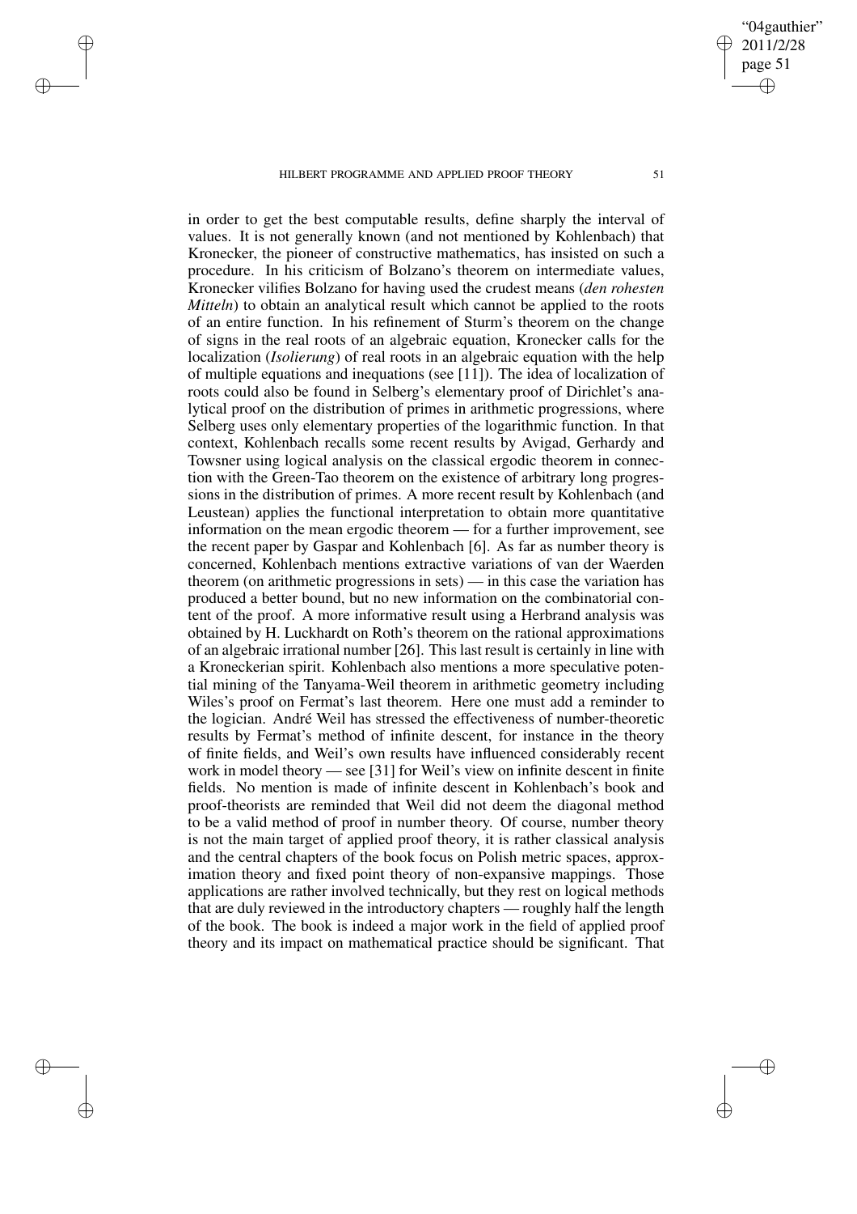in order to get the best computable results, define sharply the interval of values. It is not generally known (and not mentioned by Kohlenbach) that Kronecker, the pioneer of constructive mathematics, has insisted on such a procedure. In his criticism of Bolzano's theorem on intermediate values, Kronecker vilifies Bolzano for having used the crudest means (*den rohesten Mitteln*) to obtain an analytical result which cannot be applied to the roots of an entire function. In his refinement of Sturm's theorem on the change of signs in the real roots of an algebraic equation, Kronecker calls for the localization (*Isolierung*) of real roots in an algebraic equation with the help of multiple equations and inequations (see [11]). The idea of localization of roots could also be found in Selberg's elementary proof of Dirichlet's analytical proof on the distribution of primes in arithmetic progressions, where Selberg uses only elementary properties of the logarithmic function. In that context, Kohlenbach recalls some recent results by Avigad, Gerhardy and Towsner using logical analysis on the classical ergodic theorem in connection with the Green-Tao theorem on the existence of arbitrary long progressions in the distribution of primes. A more recent result by Kohlenbach (and Leustean) applies the functional interpretation to obtain more quantitative information on the mean ergodic theorem — for a further improvement, see the recent paper by Gaspar and Kohlenbach [6]. As far as number theory is concerned, Kohlenbach mentions extractive variations of van der Waerden theorem (on arithmetic progressions in sets) — in this case the variation has produced a better bound, but no new information on the combinatorial content of the proof. A more informative result using a Herbrand analysis was obtained by H. Luckhardt on Roth's theorem on the rational approximations of an algebraic irrational number [26]. This last result is certainly in line with a Kroneckerian spirit. Kohlenbach also mentions a more speculative potential mining of the Tanyama-Weil theorem in arithmetic geometry including Wiles's proof on Fermat's last theorem. Here one must add a reminder to the logician. André Weil has stressed the effectiveness of number-theoretic results by Fermat's method of infinite descent, for instance in the theory of finite fields, and Weil's own results have influenced considerably recent work in model theory — see [31] for Weil's view on infinite descent in finite fields. No mention is made of infinite descent in Kohlenbach's book and proof-theorists are reminded that Weil did not deem the diagonal method to be a valid method of proof in number theory. Of course, number theory is not the main target of applied proof theory, it is rather classical analysis and the central chapters of the book focus on Polish metric spaces, approximation theory and fixed point theory of non-expansive mappings. Those applications are rather involved technically, but they rest on logical methods that are duly reviewed in the introductory chapters — roughly half the length of the book. The book is indeed a major work in the field of applied proof theory and its impact on mathematical practice should be significant. That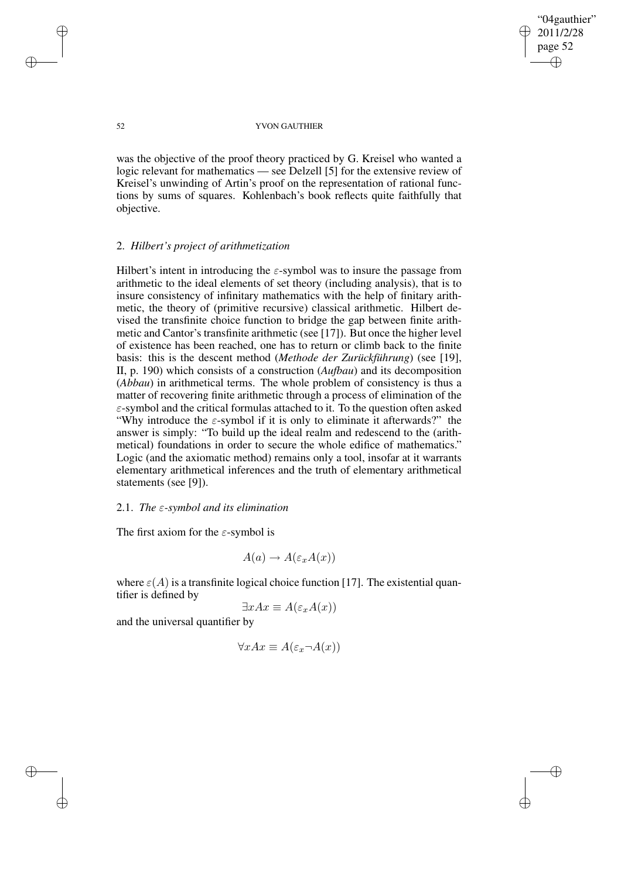was the objective of the proof theory practiced by G. Kreisel who wanted a logic relevant for mathematics — see Delzell [5] for the extensive review of Kreisel's unwinding of Artin's proof on the representation of rational functions by sums of squares. Kohlenbach's book reflects quite faithfully that objective.

## 2. *Hilbert's project of arithmetization*

Hilbert's intent in introducing the $\varepsilon$-symbol was to insure the passage from arithmetic to the ideal elements of set theory (including analysis), that is to insure consistency of infinitary mathematics with the help of finitary arithmetic, the theory of (primitive recursive) classical arithmetic. Hilbert devised the transfinite choice function to bridge the gap between finite arithmetic and Cantor's transfinite arithmetic (see [17]). But once the higher level of existence has been reached, one has to return or climb back to the finite basis: this is the descent method (*Methode der Zurückführung*) (see [19], II, p. 190) which consists of a construction (*Aufbau*) and its decomposition (*Abbau*) in arithmetical terms. The whole problem of consistency is thus a matter of recovering finite arithmetic through a process of elimination of the $\varepsilon$-symbol and the critical formulas attached to it. To the question often asked "Why introduce the $\varepsilon$-symbol if it is only to eliminate it afterwards?" the answer is simply: "To build up the ideal realm and redescend to the (arithmetical) foundations in order to secure the whole edifice of mathematics." Logic (and the axiomatic method) remains only a tool, insofar at it warrants elementary arithmetical inferences and the truth of elementary arithmetical statements (see [9]).

### 2.1. *The $\varepsilon$-symbol and its elimination*

The first axiom for the $\varepsilon$-symbol is

$$A(a) \to A(\varepsilon_x A(x))$$

where $\varepsilon(A)$ is a transfinite logical choice function [17]. The existential quantifier is defined by

$$\exists x A x \equiv A(\varepsilon_x A(x))$$

and the universal quantifier by

$$\forall x A x \equiv A(\varepsilon_x \neg A(x))$$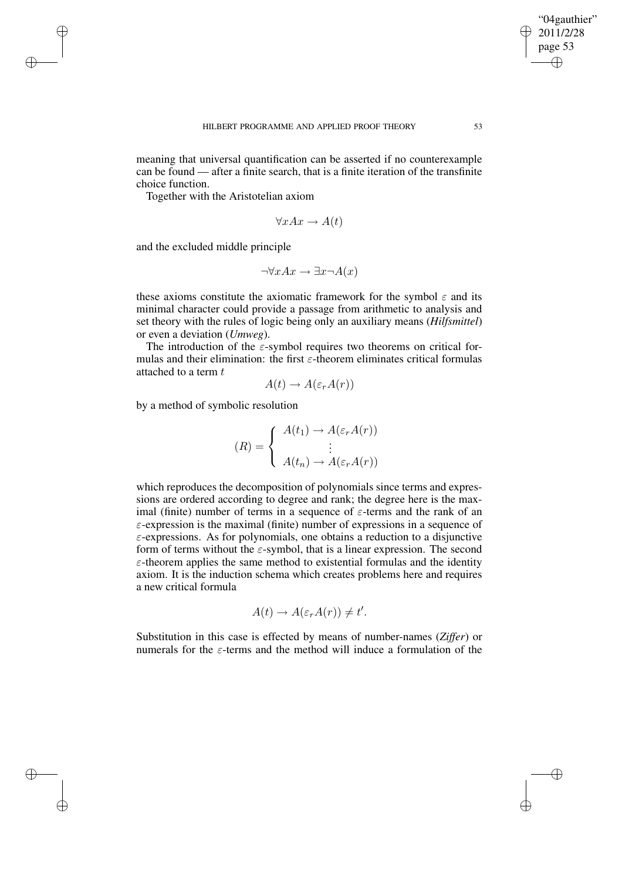meaning that universal quantification can be asserted if no counterexample can be found — after a finite search, that is a finite iteration of the transfinite choice function.

Together with the Aristotelian axiom

$$\forall x A x \to A(t)$$

and the excluded middle principle

$$\neg \forall x A x \to \exists x \neg A(x)$$

these axioms constitute the axiomatic framework for the symbol $\varepsilon$ and its minimal character could provide a passage from arithmetic to analysis and set theory with the rules of logic being only an auxiliary means (***Hilfsmittel***) or even a deviation (***Umweg***).

The introduction of the $\varepsilon$-symbol requires two theorems on critical formulas and their elimination: the first $\varepsilon$-theorem eliminates critical formulas attached to a term $t$

$$A(t) \to A(\varepsilon_r A(r))$$

by a method of symbolic resolution

$$(R) = \begin{cases} A(t_1) \to A(\varepsilon_r A(r)) \\ \qquad \vdots \\ A(t_n) \to A(\varepsilon_r A(r)) \end{cases}$$

which reproduces the decomposition of polynomials since terms and expressions are ordered according to degree and rank; the degree here is the maximal (finite) number of terms in a sequence of $\varepsilon$-terms and the rank of an $\varepsilon$-expression is the maximal (finite) number of expressions in a sequence of $\varepsilon$-expressions. As for polynomials, one obtains a reduction to a disjunctive form of terms without the $\varepsilon$-symbol, that is a linear expression. The second $\varepsilon$-theorem applies the same method to existential formulas and the identity axiom. It is the induction schema which creates problems here and requires a new critical formula

$$A(t) \to A(\varepsilon_r A(r)) \neq t'.$$

Substitution in this case is effected by means of number-names (***Ziffer***) or numerals for the $\varepsilon$-terms and the method will induce a formulation of the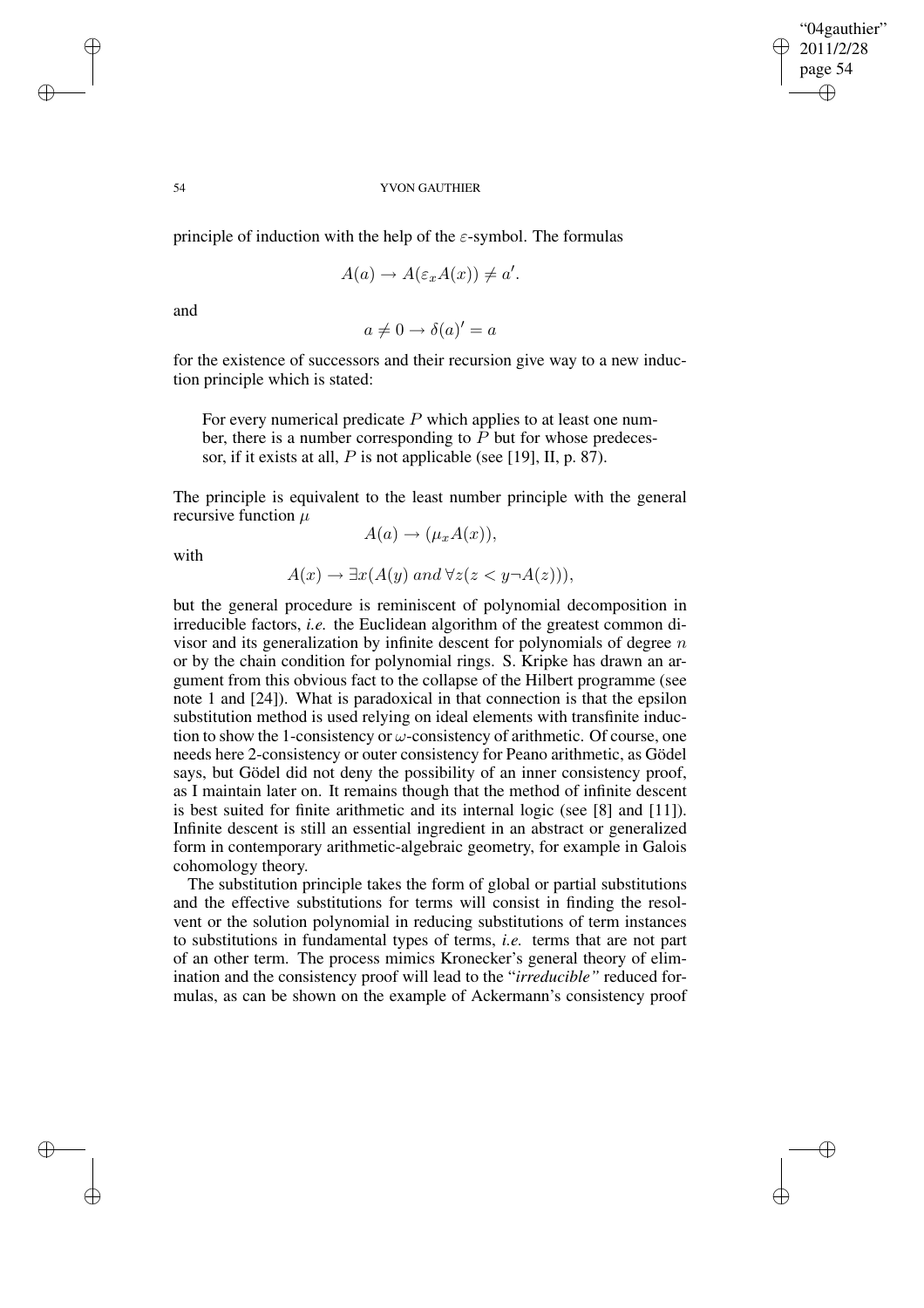principle of induction with the help of the $\varepsilon$-symbol. The formulas

$$A(a) \rightarrow A(\varepsilon_x A(x)) \neq a'.$$

and

$$a \neq 0 \rightarrow \delta(a)' = a$$

for the existence of successors and their recursion give way to a new induction principle which is stated:

> For every numerical predicate $P$ which applies to at least one number, there is a number corresponding to $P$ but for whose predecessor, if it exists at all, $P$ is not applicable (see [19], II, p. 87).

The principle is equivalent to the least number principle with the general recursive function $\mu$

$$A(a) \rightarrow (\mu_x A(x)),$$

with

$$A(x) \rightarrow \exists x(A(y) \; and \; \forall z(z < y \neg A(z))),$$

but the general procedure is reminiscent of polynomial decomposition in irreducible factors, *i.e.* the Euclidean algorithm of the greatest common divisor and its generalization by infinite descent for polynomials of degree $n$ or by the chain condition for polynomial rings. S. Kripke has drawn an argument from this obvious fact to the collapse of the Hilbert programme (see note 1 and [24]). What is paradoxical in that connection is that the epsilon substitution method is used relying on ideal elements with transfinite induction to show the 1-consistency or $\omega$-consistency of arithmetic. Of course, one needs here 2-consistency or outer consistency for Peano arithmetic, as Gödel says, but Gödel did not deny the possibility of an inner consistency proof, as I maintain later on. It remains though that the method of infinite descent is best suited for finite arithmetic and its internal logic (see [8] and [11]). Infinite descent is still an essential ingredient in an abstract or generalized form in contemporary arithmetic-algebraic geometry, for example in Galois cohomology theory.

The substitution principle takes the form of global or partial substitutions and the effective substitutions for terms will consist in finding the resolvent or the solution polynomial in reducing substitutions of term instances to substitutions in fundamental types of terms, *i.e.* terms that are not part of an other term. The process mimics Kronecker's general theory of elimination and the consistency proof will lead to the "*irreducible*" reduced formulas, as can be shown on the example of Ackermann's consistency proof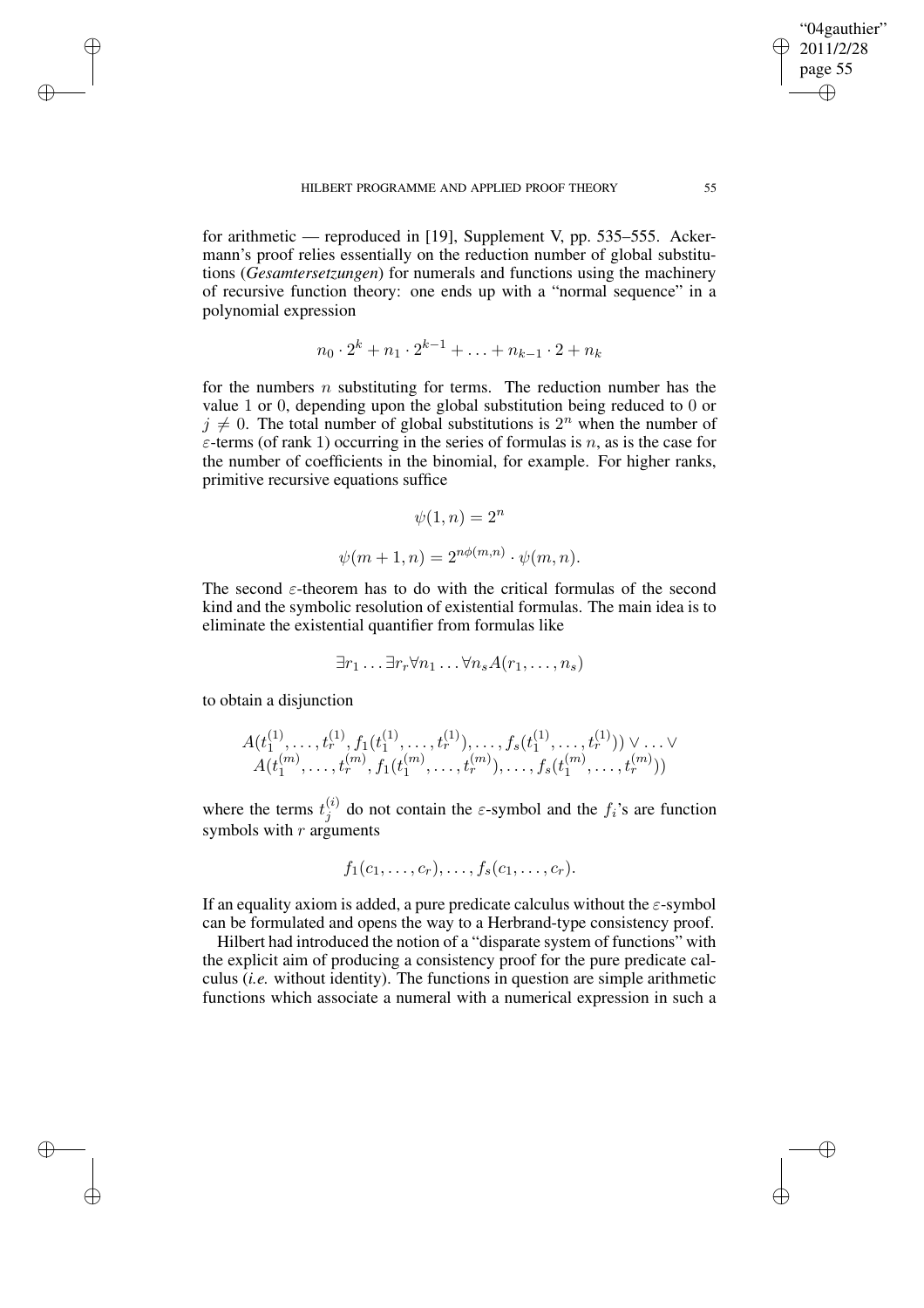for arithmetic — reproduced in [19], Supplement V, pp. 535–555. Ackermann's proof relies essentially on the reduction number of global substitutions (*Gesamtersetzungen*) for numerals and functions using the machinery of recursive function theory: one ends up with a "normal sequence" in a polynomial expression

$$n_0 \cdot 2^k + n_1 \cdot 2^{k-1} + \ldots + n_{k-1} \cdot 2 + n_k$$

for the numbers $n$ substituting for terms. The reduction number has the value 1 or 0, depending upon the global substitution being reduced to 0 or $j \neq 0$. The total number of global substitutions is $2^n$ when the number of $\varepsilon$-terms (of rank 1) occurring in the series of formulas is $n$, as is the case for the number of coefficients in the binomial, for example. For higher ranks, primitive recursive equations suffice

$$\psi(1, n) = 2^n$$

$$\psi(m + 1, n) = 2^{n\phi(m,n)} \cdot \psi(m, n).$$

The second $\varepsilon$-theorem has to do with the critical formulas of the second kind and the symbolic resolution of existential formulas. The main idea is to eliminate the existential quantifier from formulas like

$$\exists r_1 \ldots \exists r_r \forall n_1 \ldots \forall n_s A(r_1, \ldots, n_s)$$

to obtain a disjunction

$$A(t_1^{(1)}, \ldots, t_r^{(1)}, f_1(t_1^{(1)}, \ldots, t_r^{(1)}), \ldots, f_s(t_1^{(1)}, \ldots, t_r^{(1)})) \vee \ldots \vee$$
$$A(t_1^{(m)}, \ldots, t_r^{(m)}, f_1(t_1^{(m)}, \ldots, t_r^{(m)}), \ldots, f_s(t_1^{(m)}, \ldots, t_r^{(m)}))$$

where the terms $t_j^{(i)}$ do not contain the $\varepsilon$-symbol and the $f_i$'s are function symbols with $r$ arguments

$$f_1(c_1, \ldots, c_r), \ldots, f_s(c_1, \ldots, c_r).$$

If an equality axiom is added, a pure predicate calculus without the $\varepsilon$-symbol can be formulated and opens the way to a Herbrand-type consistency proof.

Hilbert had introduced the notion of a "disparate system of functions" with the explicit aim of producing a consistency proof for the pure predicate calculus (*i.e.* without identity). The functions in question are simple arithmetic functions which associate a numeral with a numerical expression in such a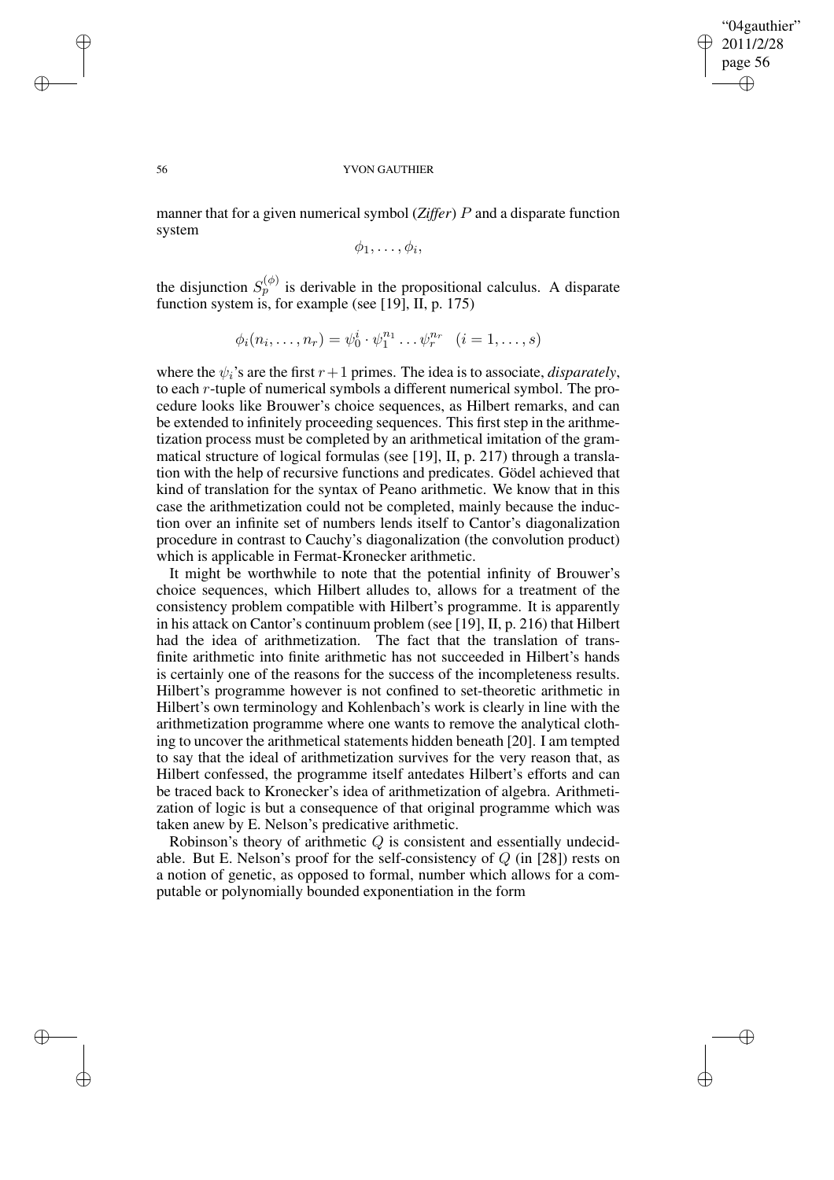manner that for a given numerical symbol (*Ziffer*) $P$ and a disparate function system

$$\phi_1, \ldots, \phi_i,$$

the disjunction $S_p^{(\phi)}$ is derivable in the propositional calculus. A disparate function system is, for example (see [19], II, p. 175)

$$\phi_i(n_i, \ldots, n_r) = \psi_0^i \cdot \psi_1^{n_1} \ldots \psi_r^{n_r} \quad (i = 1, \ldots, s)$$

where the $\psi_i$'s are the first $r+1$ primes. The idea is to associate, *disparately*, to each $r$-tuple of numerical symbols a different numerical symbol. The procedure looks like Brouwer's choice sequences, as Hilbert remarks, and can be extended to infinitely proceeding sequences. This first step in the arithmetization process must be completed by an arithmetical imitation of the grammatical structure of logical formulas (see [19], II, p. 217) through a translation with the help of recursive functions and predicates. Gödel achieved that kind of translation for the syntax of Peano arithmetic. We know that in this case the arithmetization could not be completed, mainly because the induction over an infinite set of numbers lends itself to Cantor's diagonalization procedure in contrast to Cauchy's diagonalization (the convolution product) which is applicable in Fermat-Kronecker arithmetic.

It might be worthwhile to note that the potential infinity of Brouwer's choice sequences, which Hilbert alludes to, allows for a treatment of the consistency problem compatible with Hilbert's programme. It is apparently in his attack on Cantor's continuum problem (see [19], II, p. 216) that Hilbert had the idea of arithmetization. The fact that the translation of transfinite arithmetic into finite arithmetic has not succeeded in Hilbert's hands is certainly one of the reasons for the success of the incompleteness results. Hilbert's programme however is not confined to set-theoretic arithmetic in Hilbert's own terminology and Kohlenbach's work is clearly in line with the arithmetization programme where one wants to remove the analytical clothing to uncover the arithmetical statements hidden beneath [20]. I am tempted to say that the ideal of arithmetization survives for the very reason that, as Hilbert confessed, the programme itself antedates Hilbert's efforts and can be traced back to Kronecker's idea of arithmetization of algebra. Arithmetization of logic is but a consequence of that original programme which was taken anew by E. Nelson's predicative arithmetic.

Robinson's theory of arithmetic $Q$ is consistent and essentially undecidable. But E. Nelson's proof for the self-consistency of $Q$ (in [28]) rests on a notion of genetic, as opposed to formal, number which allows for a computable or polynomially bounded exponentiation in the form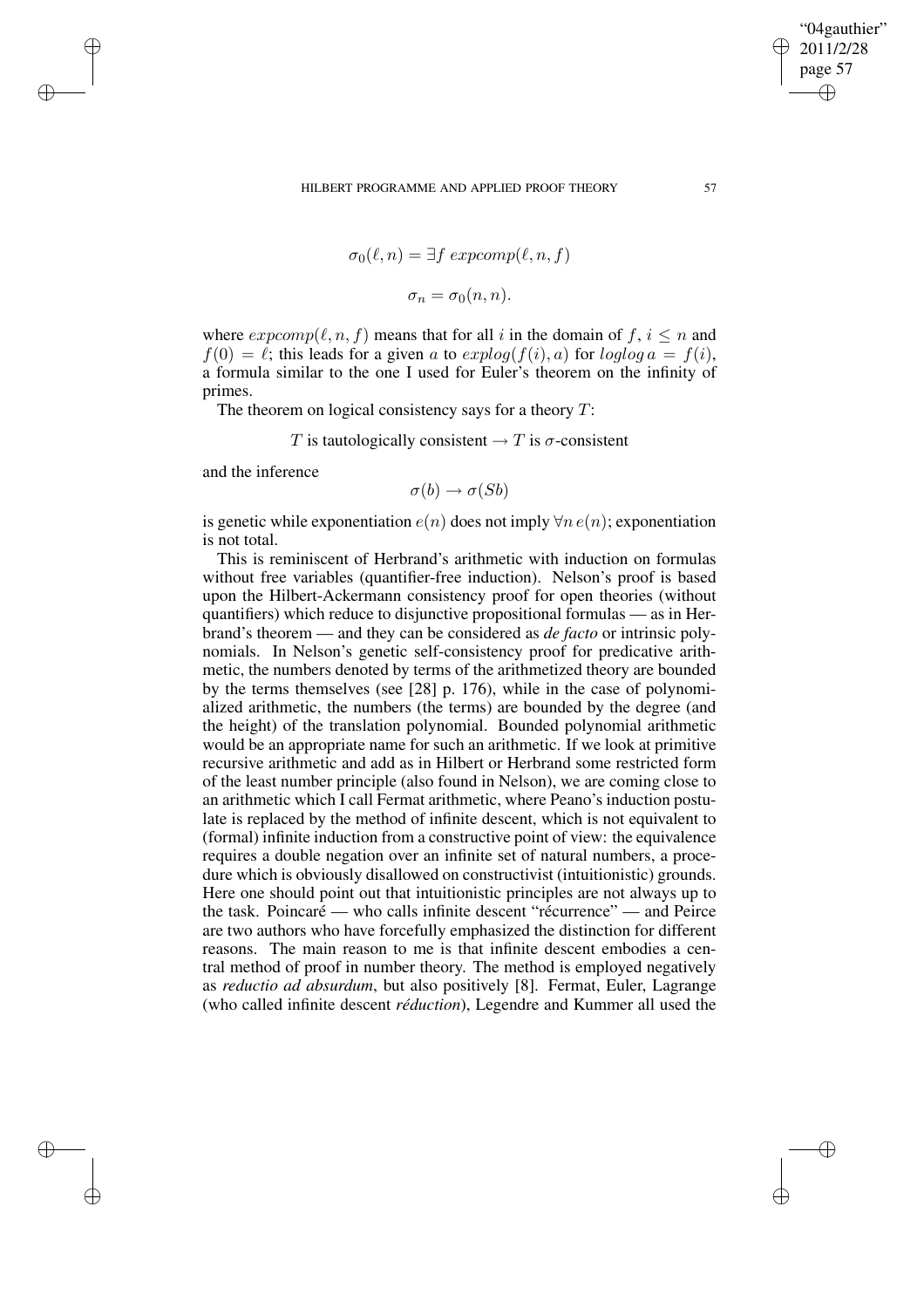$$\sigma_0(\ell, n) = \exists f \; expcomp(\ell, n, f)$$

$$\sigma_n = \sigma_0(n, n).$$

where $expcomp(\ell, n, f)$ means that for all $i$ in the domain of $f$, $i \leq n$ and $f(0) = \ell$; this leads for a given $a$ to $explog(f(i), a)$ for $loglog\, a = f(i)$, a formula similar to the one I used for Euler's theorem on the infinity of primes.

The theorem on logical consistency says for a theory $T$:

$$T \text{ is tautologically consistent} \rightarrow T \text{ is } \sigma\text{-consistent}$$

and the inference

$$\sigma(b) \rightarrow \sigma(Sb)$$

is genetic while exponentiation $e(n)$ does not imply $\forall n\, e(n)$; exponentiation is not total.

This is reminiscent of Herbrand's arithmetic with induction on formulas without free variables (quantifier-free induction). Nelson's proof is based upon the Hilbert-Ackermann consistency proof for open theories (without quantifiers) which reduce to disjunctive propositional formulas — as in Herbrand's theorem — and they can be considered as *de facto* or intrinsic polynomials. In Nelson's genetic self-consistency proof for predicative arithmetic, the numbers denoted by terms of the arithmetized theory are bounded by the terms themselves (see [28] p. 176), while in the case of polynomialized arithmetic, the numbers (the terms) are bounded by the degree (and the height) of the translation polynomial. Bounded polynomial arithmetic would be an appropriate name for such an arithmetic. If we look at primitive recursive arithmetic and add as in Hilbert or Herbrand some restricted form of the least number principle (also found in Nelson), we are coming close to an arithmetic which I call Fermat arithmetic, where Peano's induction postulate is replaced by the method of infinite descent, which is not equivalent to (formal) infinite induction from a constructive point of view: the equivalence requires a double negation over an infinite set of natural numbers, a procedure which is obviously disallowed on constructivist (intuitionistic) grounds. Here one should point out that intuitionistic principles are not always up to the task. Poincaré — who calls infinite descent "récurrence" — and Peirce are two authors who have forcefully emphasized the distinction for different reasons. The main reason to me is that infinite descent embodies a central method of proof in number theory. The method is employed negatively as *reductio ad absurdum*, but also positively [8]. Fermat, Euler, Lagrange (who called infinite descent *réduction*), Legendre and Kummer all used the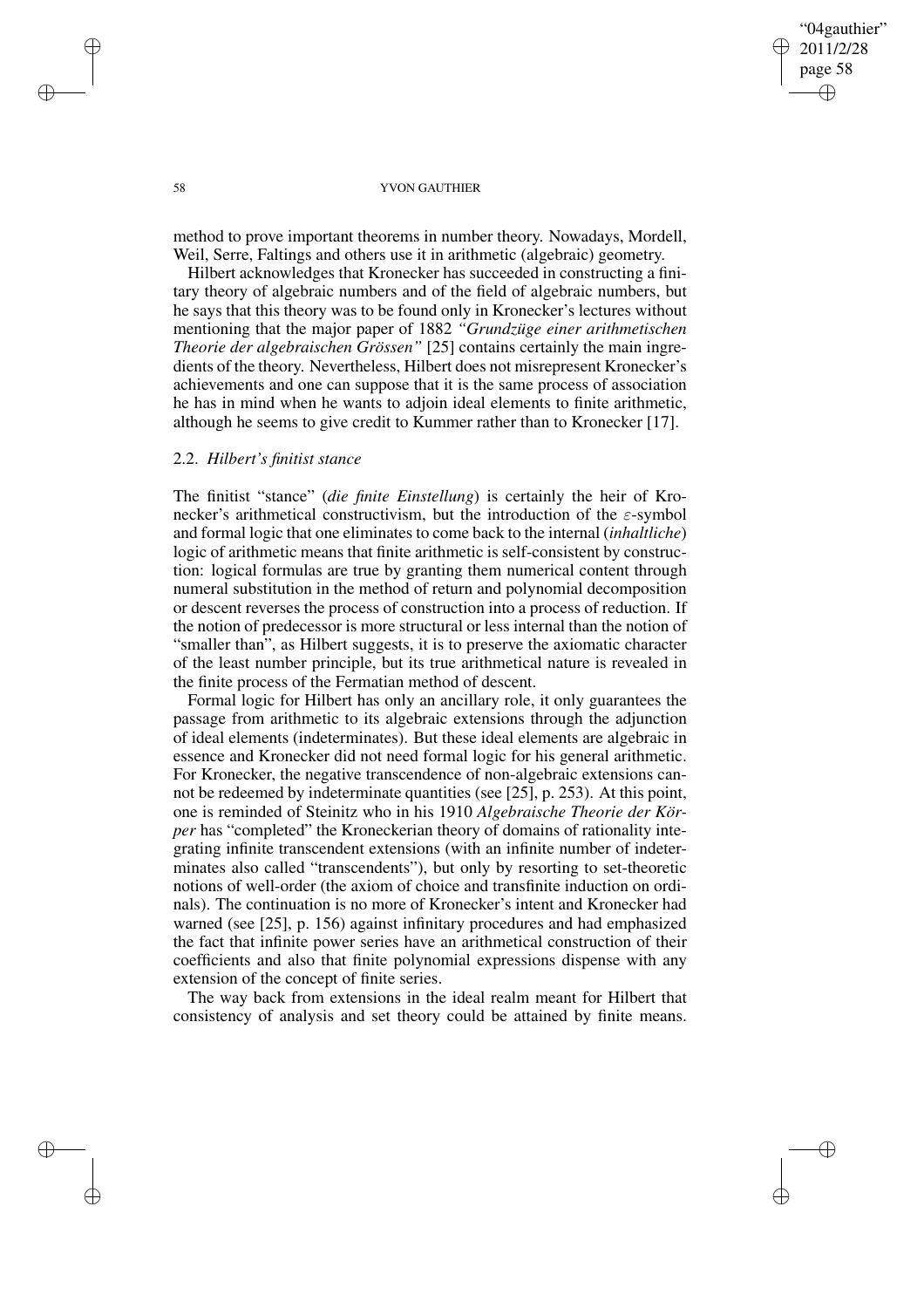method to prove important theorems in number theory. Nowadays, Mordell, Weil, Serre, Faltings and others use it in arithmetic (algebraic) geometry.

Hilbert acknowledges that Kronecker has succeeded in constructing a finitary theory of algebraic numbers and of the field of algebraic numbers, but he says that this theory was to be found only in Kronecker's lectures without mentioning that the major paper of 1882 *"Grundzüge einer arithmetischen Theorie der algebraischen Grössen"* [25] contains certainly the main ingredients of the theory. Nevertheless, Hilbert does not misrepresent Kronecker's achievements and one can suppose that it is the same process of association he has in mind when he wants to adjoin ideal elements to finite arithmetic, although he seems to give credit to Kummer rather than to Kronecker [17].

### 2.2. *Hilbert's finitist stance*

The finitist "stance" (*die finite Einstellung*) is certainly the heir of Kronecker's arithmetical constructivism, but the introduction of the $\varepsilon$-symbol and formal logic that one eliminates to come back to the internal (*inhaltliche*) logic of arithmetic means that finite arithmetic is self-consistent by construction: logical formulas are true by granting them numerical content through numeral substitution in the method of return and polynomial decomposition or descent reverses the process of construction into a process of reduction. If the notion of predecessor is more structural or less internal than the notion of "smaller than", as Hilbert suggests, it is to preserve the axiomatic character of the least number principle, but its true arithmetical nature is revealed in the finite process of the Fermatian method of descent.

Formal logic for Hilbert has only an ancillary role, it only guarantees the passage from arithmetic to its algebraic extensions through the adjunction of ideal elements (indeterminates). But these ideal elements are algebraic in essence and Kronecker did not need formal logic for his general arithmetic. For Kronecker, the negative transcendence of non-algebraic extensions cannot be redeemed by indeterminate quantities (see [25], p. 253). At this point, one is reminded of Steinitz who in his 1910 *Algebraische Theorie der Körper* has "completed" the Kroneckerian theory of domains of rationality integrating infinite transcendent extensions (with an infinite number of indeterminates also called "transcendents"), but only by resorting to set-theoretic notions of well-order (the axiom of choice and transfinite induction on ordinals). The continuation is no more of Kronecker's intent and Kronecker had warned (see [25], p. 156) against infinitary procedures and had emphasized the fact that infinite power series have an arithmetical construction of their coefficients and also that finite polynomial expressions dispense with any extension of the concept of finite series.

The way back from extensions in the ideal realm meant for Hilbert that consistency of analysis and set theory could be attained by finite means.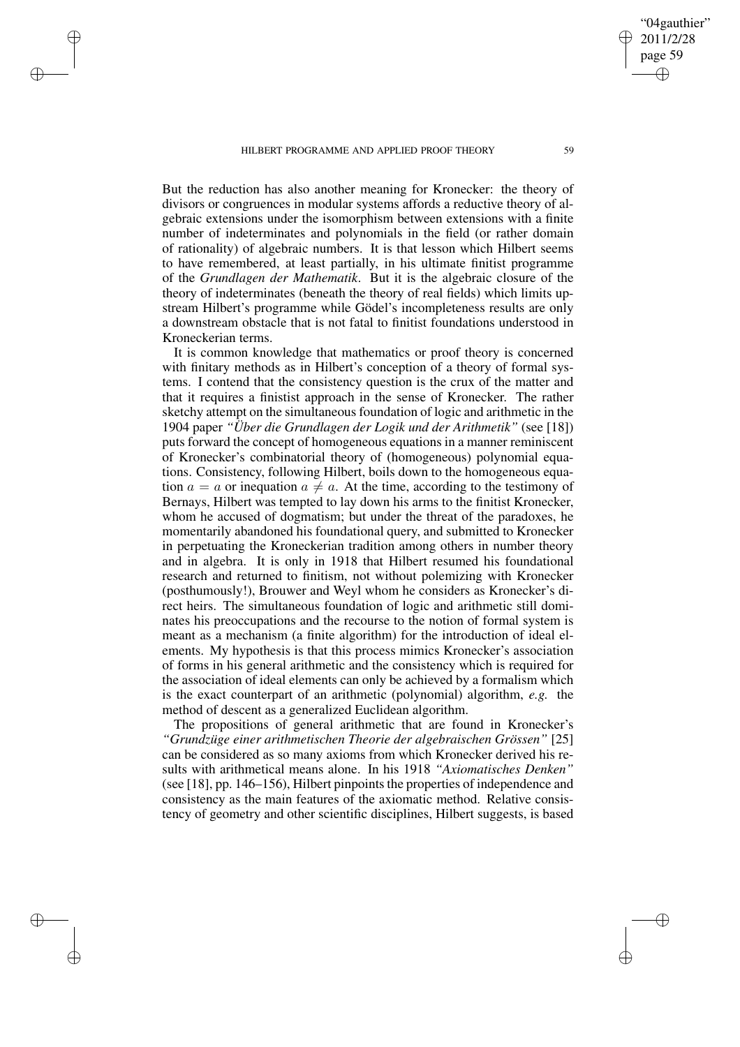But the reduction has also another meaning for Kronecker: the theory of divisors or congruences in modular systems affords a reductive theory of algebraic extensions under the isomorphism between extensions with a finite number of indeterminates and polynomials in the field (or rather domain of rationality) of algebraic numbers. It is that lesson which Hilbert seems to have remembered, at least partially, in his ultimate finitist programme of the *Grundlagen der Mathematik*. But it is the algebraic closure of the theory of indeterminates (beneath the theory of real fields) which limits upstream Hilbert's programme while Gödel's incompleteness results are only a downstream obstacle that is not fatal to finitist foundations understood in Kroneckerian terms.

It is common knowledge that mathematics or proof theory is concerned with finitary methods as in Hilbert's conception of a theory of formal systems. I contend that the consistency question is the crux of the matter and that it requires a finitist approach in the sense of Kronecker. The rather sketchy attempt on the simultaneous foundation of logic and arithmetic in the 1904 paper *"Über die Grundlagen der Logik und der Arithmetik"* (see [18]) puts forward the concept of homogeneous equations in a manner reminiscent of Kronecker's combinatorial theory of (homogeneous) polynomial equations. Consistency, following Hilbert, boils down to the homogeneous equation $a = a$ or inequation $a \neq a$. At the time, according to the testimony of Bernays, Hilbert was tempted to lay down his arms to the finitist Kronecker, whom he accused of dogmatism; but under the threat of the paradoxes, he momentarily abandoned his foundational query, and submitted to Kronecker in perpetuating the Kroneckerian tradition among others in number theory and in algebra. It is only in 1918 that Hilbert resumed his foundational research and returned to finitism, not without polemizing with Kronecker (posthumously!), Brouwer and Weyl whom he considers as Kronecker's direct heirs. The simultaneous foundation of logic and arithmetic still dominates his preoccupations and the recourse to the notion of formal system is meant as a mechanism (a finite algorithm) for the introduction of ideal elements. My hypothesis is that this process mimics Kronecker's association of forms in his general arithmetic and the consistency which is required for the association of ideal elements can only be achieved by a formalism which is the exact counterpart of an arithmetic (polynomial) algorithm, *e.g.* the method of descent as a generalized Euclidean algorithm.

The propositions of general arithmetic that are found in Kronecker's *"Grundzüge einer arithmetischen Theorie der algebraischen Grössen"* [25] can be considered as so many axioms from which Kronecker derived his results with arithmetical means alone. In his 1918 *"Axiomatisches Denken"* (see [18], pp. 146–156), Hilbert pinpoints the properties of independence and consistency as the main features of the axiomatic method. Relative consistency of geometry and other scientific disciplines, Hilbert suggests, is based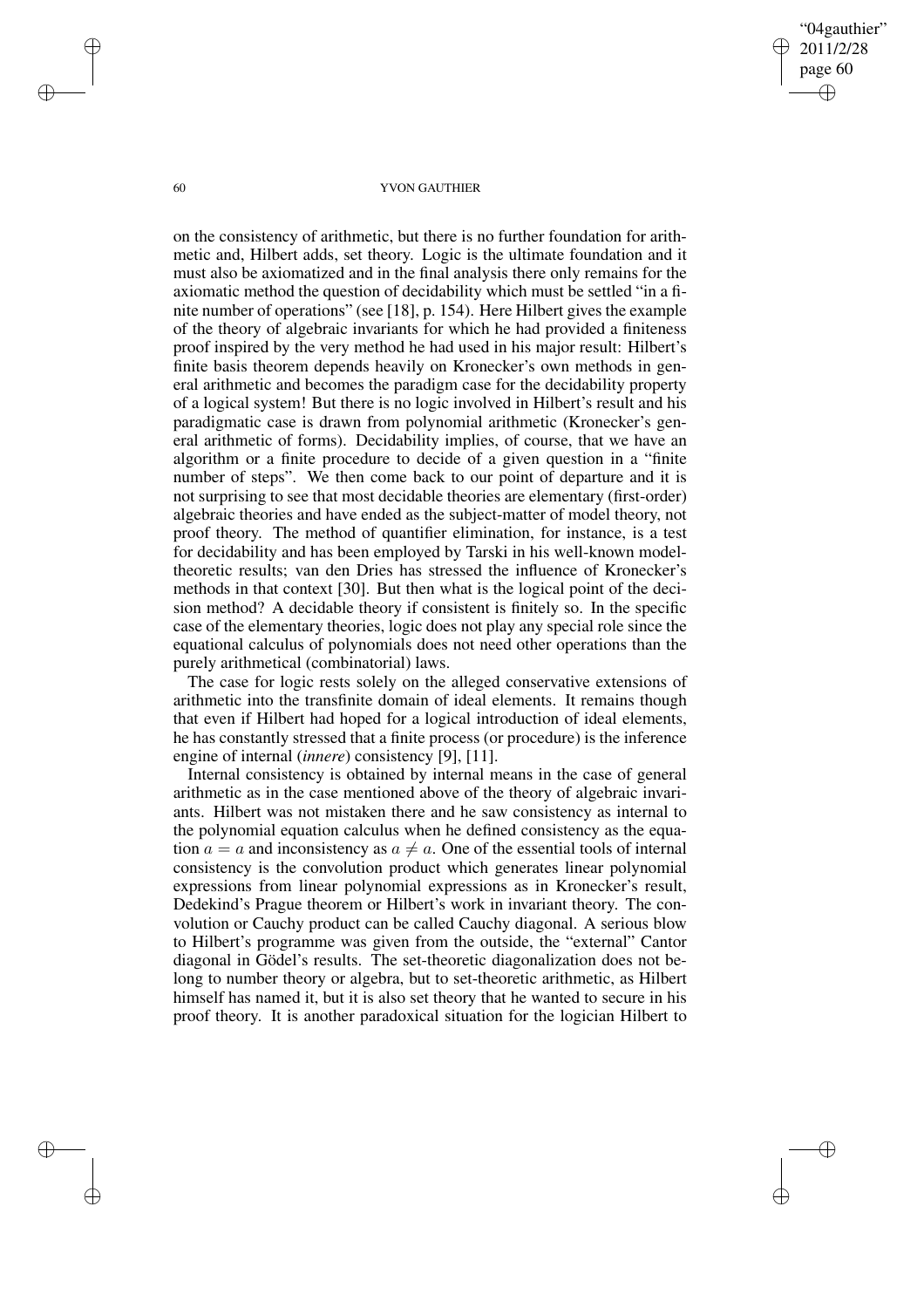on the consistency of arithmetic, but there is no further foundation for arithmetic and, Hilbert adds, set theory. Logic is the ultimate foundation and it must also be axiomatized and in the final analysis there only remains for the axiomatic method the question of decidability which must be settled "in a finite number of operations" (see [18], p. 154). Here Hilbert gives the example of the theory of algebraic invariants for which he had provided a finiteness proof inspired by the very method he had used in his major result: Hilbert's finite basis theorem depends heavily on Kronecker's own methods in general arithmetic and becomes the paradigm case for the decidability property of a logical system! But there is no logic involved in Hilbert's result and his paradigmatic case is drawn from polynomial arithmetic (Kronecker's general arithmetic of forms). Decidability implies, of course, that we have an algorithm or a finite procedure to decide of a given question in a "finite number of steps". We then come back to our point of departure and it is not surprising to see that most decidable theories are elementary (first-order) algebraic theories and have ended as the subject-matter of model theory, not proof theory. The method of quantifier elimination, for instance, is a test for decidability and has been employed by Tarski in his well-known model-theoretic results; van den Dries has stressed the influence of Kronecker's methods in that context [30]. But then what is the logical point of the decision method? A decidable theory if consistent is finitely so. In the specific case of the elementary theories, logic does not play any special role since the equational calculus of polynomials does not need other operations than the purely arithmetical (combinatorial) laws.

The case for logic rests solely on the alleged conservative extensions of arithmetic into the transfinite domain of ideal elements. It remains though that even if Hilbert had hoped for a logical introduction of ideal elements, he has constantly stressed that a finite process (or procedure) is the inference engine of internal (*innere*) consistency [9], [11].

Internal consistency is obtained by internal means in the case of general arithmetic as in the case mentioned above of the theory of algebraic invariants. Hilbert was not mistaken there and he saw consistency as internal to the polynomial equation calculus when he defined consistency as the equation $a = a$ and inconsistency as $a \neq a$. One of the essential tools of internal consistency is the convolution product which generates linear polynomial expressions from linear polynomial expressions as in Kronecker's result, Dedekind's Prague theorem or Hilbert's work in invariant theory. The convolution or Cauchy product can be called Cauchy diagonal. A serious blow to Hilbert's programme was given from the outside, the "external" Cantor diagonal in Gödel's results. The set-theoretic diagonalization does not belong to number theory or algebra, but to set-theoretic arithmetic, as Hilbert himself has named it, but it is also set theory that he wanted to secure in his proof theory. It is another paradoxical situation for the logician Hilbert to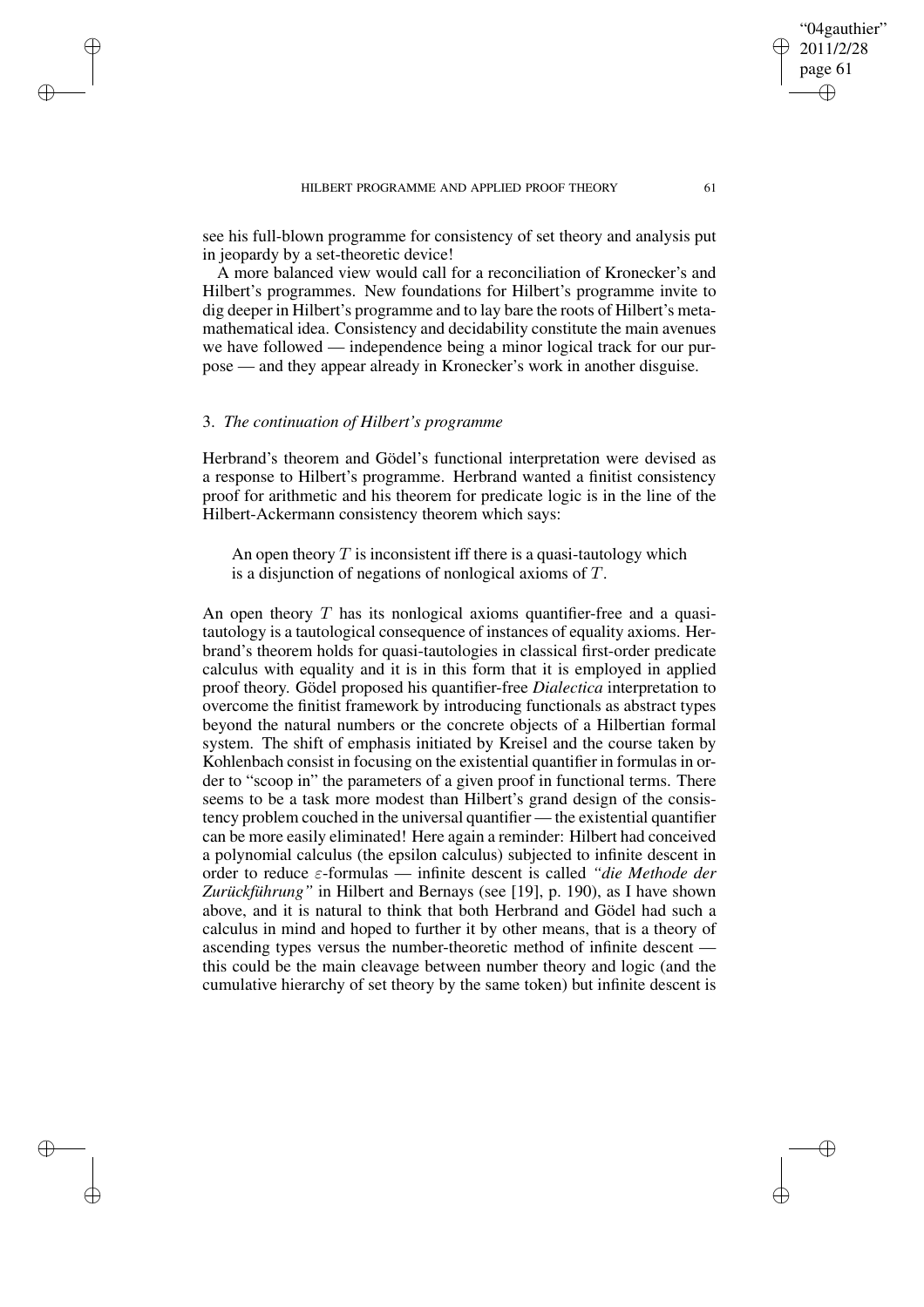see his full-blown programme for consistency of set theory and analysis put in jeopardy by a set-theoretic device!

A more balanced view would call for a reconciliation of Kronecker's and Hilbert's programmes. New foundations for Hilbert's programme invite to dig deeper in Hilbert's programme and to lay bare the roots of Hilbert's metamathematical idea. Consistency and decidability constitute the main avenues we have followed — independence being a minor logical track for our purpose — and they appear already in Kronecker's work in another disguise.

## 3. *The continuation of Hilbert's programme*

Herbrand's theorem and Gödel's functional interpretation were devised as a response to Hilbert's programme. Herbrand wanted a finitist consistency proof for arithmetic and his theorem for predicate logic is in the line of the Hilbert-Ackermann consistency theorem which says:

> An open theory $T$ is inconsistent iff there is a quasi-tautology which is a disjunction of negations of nonlogical axioms of $T$.

An open theory $T$ has its nonlogical axioms quantifier-free and a quasi-tautology is a tautological consequence of instances of equality axioms. Herbrand's theorem holds for quasi-tautologies in classical first-order predicate calculus with equality and it is in this form that it is employed in applied proof theory. Gödel proposed his quantifier-free *Dialectica* interpretation to overcome the finitist framework by introducing functionals as abstract types beyond the natural numbers or the concrete objects of a Hilbertian formal system. The shift of emphasis initiated by Kreisel and the course taken by Kohlenbach consist in focusing on the existential quantifier in formulas in order to "scoop in" the parameters of a given proof in functional terms. There seems to be a task more modest than Hilbert's grand design of the consistency problem couched in the universal quantifier — the existential quantifier can be more easily eliminated! Here again a reminder: Hilbert had conceived a polynomial calculus (the epsilon calculus) subjected to infinite descent in order to reduce $\varepsilon$-formulas — infinite descent is called *"die Methode der Zurückführung"* in Hilbert and Bernays (see [19], p. 190), as I have shown above, and it is natural to think that both Herbrand and Gödel had such a calculus in mind and hoped to further it by other means, that is a theory of ascending types versus the number-theoretic method of infinite descent — this could be the main cleavage between number theory and logic (and the cumulative hierarchy of set theory by the same token) but infinite descent is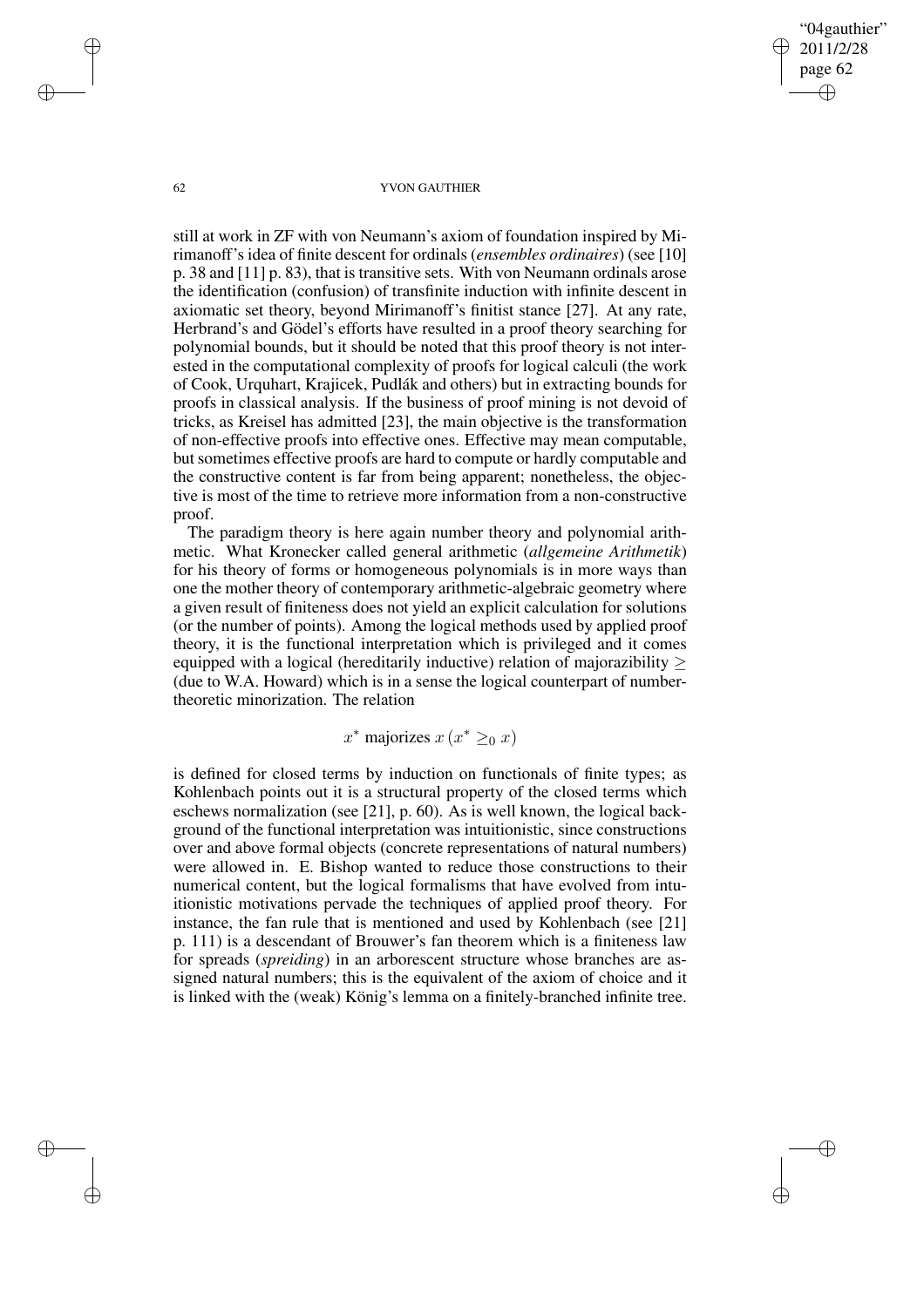still at work in ZF with von Neumann's axiom of foundation inspired by Mirimanoff's idea of finite descent for ordinals (*ensembles ordinaires*) (see [10] p. 38 and [11] p. 83), that is transitive sets. With von Neumann ordinals arose the identification (confusion) of transfinite induction with infinite descent in axiomatic set theory, beyond Mirimanoff's finitist stance [27]. At any rate, Herbrand's and Gödel's efforts have resulted in a proof theory searching for polynomial bounds, but it should be noted that this proof theory is not interested in the computational complexity of proofs for logical calculi (the work of Cook, Urquhart, Krajicek, Pudlák and others) but in extracting bounds for proofs in classical analysis. If the business of proof mining is not devoid of tricks, as Kreisel has admitted [23], the main objective is the transformation of non-effective proofs into effective ones. Effective may mean computable, but sometimes effective proofs are hard to compute or hardly computable and the constructive content is far from being apparent; nonetheless, the objective is most of the time to retrieve more information from a non-constructive proof.

The paradigm theory is here again number theory and polynomial arithmetic. What Kronecker called general arithmetic (*allgemeine Arithmetik*) for his theory of forms or homogeneous polynomials is in more ways than one the mother theory of contemporary arithmetic-algebraic geometry where a given result of finiteness does not yield an explicit calculation for solutions (or the number of points). Among the logical methods used by applied proof theory, it is the functional interpretation which is privileged and it comes equipped with a logical (hereditarily inductive) relation of majorazibility $\geq$ (due to W.A. Howard) which is in a sense the logical counterpart of number-theoretic minorization. The relation

$$x^* \text{ majorizes } x \, (x^* \geq_0 x)$$

is defined for closed terms by induction on functionals of finite types; as Kohlenbach points out it is a structural property of the closed terms which eschews normalization (see [21], p. 60). As is well known, the logical background of the functional interpretation was intuitionistic, since constructions over and above formal objects (concrete representations of natural numbers) were allowed in. E. Bishop wanted to reduce those constructions to their numerical content, but the logical formalisms that have evolved from intuitionistic motivations pervade the techniques of applied proof theory. For instance, the fan rule that is mentioned and used by Kohlenbach (see [21] p. 111) is a descendant of Brouwer's fan theorem which is a finiteness law for spreads (*spreiding*) in an arborescent structure whose branches are assigned natural numbers; this is the equivalent of the axiom of choice and it is linked with the (weak) König's lemma on a finitely-branched infinite tree.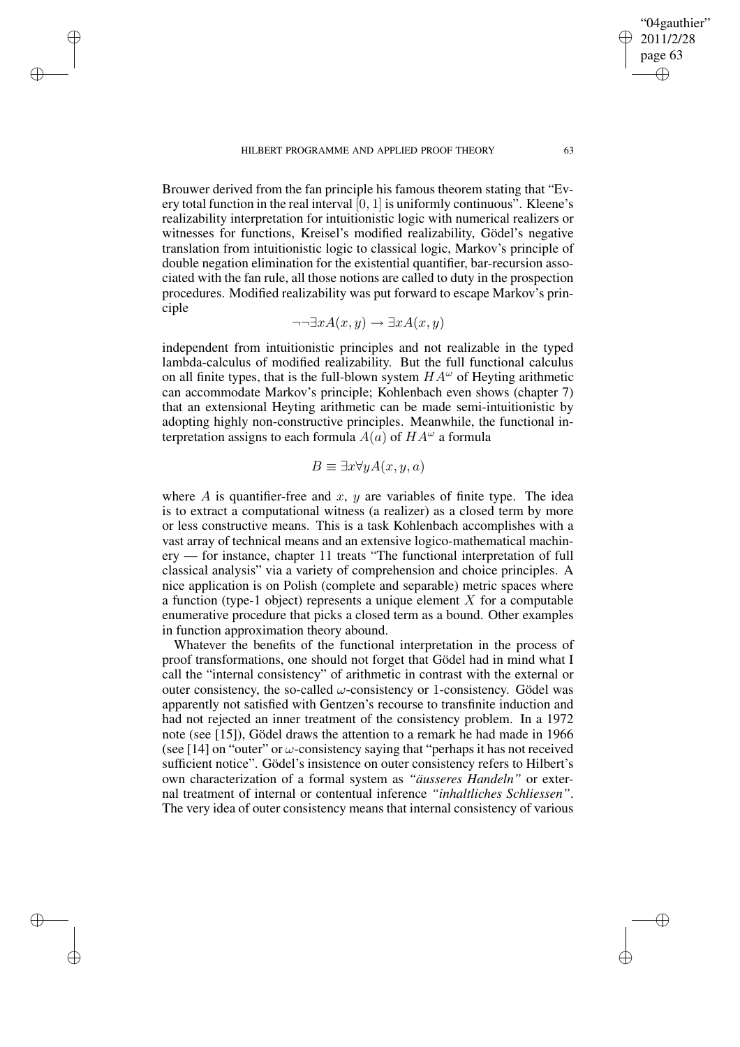Brouwer derived from the fan principle his famous theorem stating that "Every total function in the real interval $[0, 1]$ is uniformly continuous". Kleene's realizability interpretation for intuitionistic logic with numerical realizers or witnesses for functions, Kreisel's modified realizability, Gödel's negative translation from intuitionistic logic to classical logic, Markov's principle of double negation elimination for the existential quantifier, bar-recursion associated with the fan rule, all those notions are called to duty in the prospection procedures. Modified realizability was put forward to escape Markov's principle

$$\neg\neg\exists x A(x, y) \rightarrow \exists x A(x, y)$$

independent from intuitionistic principles and not realizable in the typed lambda-calculus of modified realizability. But the full functional calculus on all finite types, that is the full-blown system $HA^{\omega}$ of Heyting arithmetic can accommodate Markov's principle; Kohlenbach even shows (chapter 7) that an extensional Heyting arithmetic can be made semi-intuitionistic by adopting highly non-constructive principles. Meanwhile, the functional interpretation assigns to each formula $A(a)$ of $HA^{\omega}$ a formula

$$B \equiv \exists x \forall y A(x, y, a)$$

where $A$ is quantifier-free and $x$, $y$ are variables of finite type. The idea is to extract a computational witness (a realizer) as a closed term by more or less constructive means. This is a task Kohlenbach accomplishes with a vast array of technical means and an extensive logico-mathematical machinery — for instance, chapter 11 treats "The functional interpretation of full classical analysis" via a variety of comprehension and choice principles. A nice application is on Polish (complete and separable) metric spaces where a function (type-1 object) represents a unique element $X$ for a computable enumerative procedure that picks a closed term as a bound. Other examples in function approximation theory abound.

Whatever the benefits of the functional interpretation in the process of proof transformations, one should not forget that Gödel had in mind what I call the "internal consistency" of arithmetic in contrast with the external or outer consistency, the so-called $\omega$-consistency or 1-consistency. Gödel was apparently not satisfied with Gentzen's recourse to transfinite induction and had not rejected an inner treatment of the consistency problem. In a 1972 note (see [15]), Gödel draws the attention to a remark he had made in 1966 (see [14] on "outer" or $\omega$-consistency saying that "perhaps it has not received sufficient notice". Gödel's insistence on outer consistency refers to Hilbert's own characterization of a formal system as *"äusseres Handeln"* or external treatment of internal or contentual inference *"inhaltliches Schliessen"*. The very idea of outer consistency means that internal consistency of various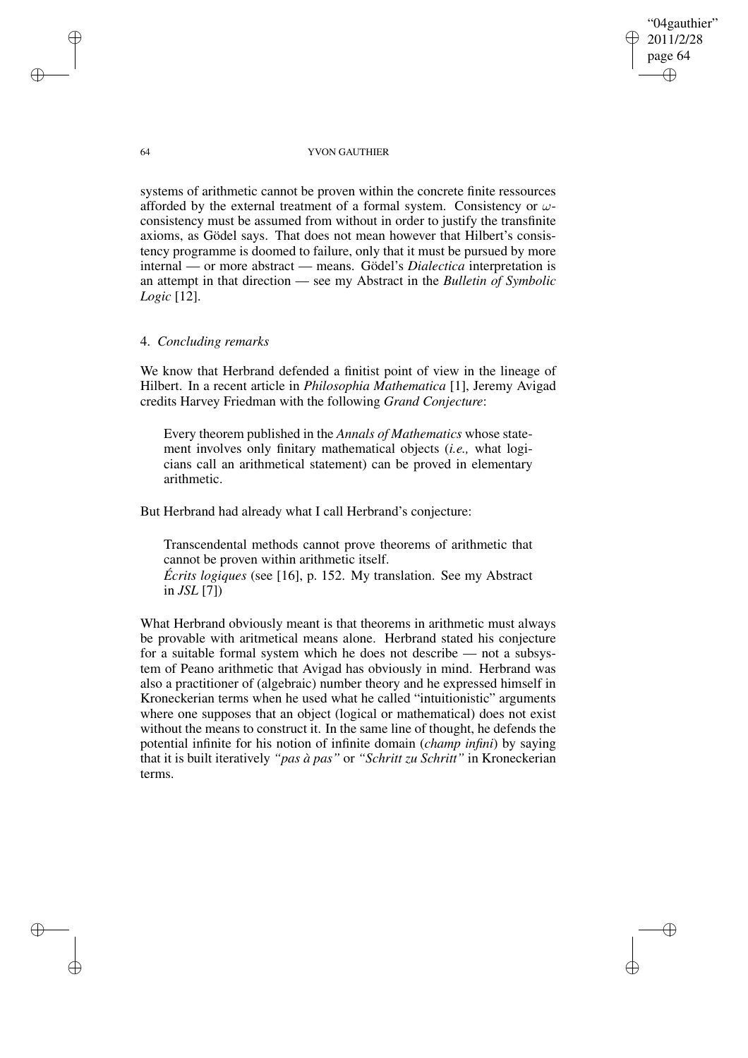systems of arithmetic cannot be proven within the concrete finite ressources afforded by the external treatment of a formal system. Consistency or $\omega$-consistency must be assumed from without in order to justify the transfinite axioms, as Gödel says. That does not mean however that Hilbert's consistency programme is doomed to failure, only that it must be pursued by more internal — or more abstract — means. Gödel's *Dialectica* interpretation is an attempt in that direction — see my Abstract in the *Bulletin of Symbolic Logic* [12].

## 4. *Concluding remarks*

We know that Herbrand defended a finitist point of view in the lineage of Hilbert. In a recent article in *Philosophia Mathematica* [1], Jeremy Avigad credits Harvey Friedman with the following *Grand Conjecture*:

> Every theorem published in the *Annals of Mathematics* whose statement involves only finitary mathematical objects (*i.e.,* what logicians call an arithmetical statement) can be proved in elementary arithmetic.

But Herbrand had already what I call Herbrand's conjecture:

> Transcendental methods cannot prove theorems of arithmetic that cannot be proven within arithmetic itself.
> *Écrits logiques* (see [16], p. 152. My translation. See my Abstract in *JSL* [7])

What Herbrand obviously meant is that theorems in arithmetic must always be provable with aritmetical means alone. Herbrand stated his conjecture for a suitable formal system which he does not describe — not a subsystem of Peano arithmetic that Avigad has obviously in mind. Herbrand was also a practitioner of (algebraic) number theory and he expressed himself in Kroneckerian terms when he used what he called "intuitionistic" arguments where one supposes that an object (logical or mathematical) does not exist without the means to construct it. In the same line of thought, he defends the potential infinite for his notion of infinite domain (*champ infini*) by saying that it is built iteratively *"pas à pas"* or *"Schritt zu Schritt"* in Kroneckerian terms.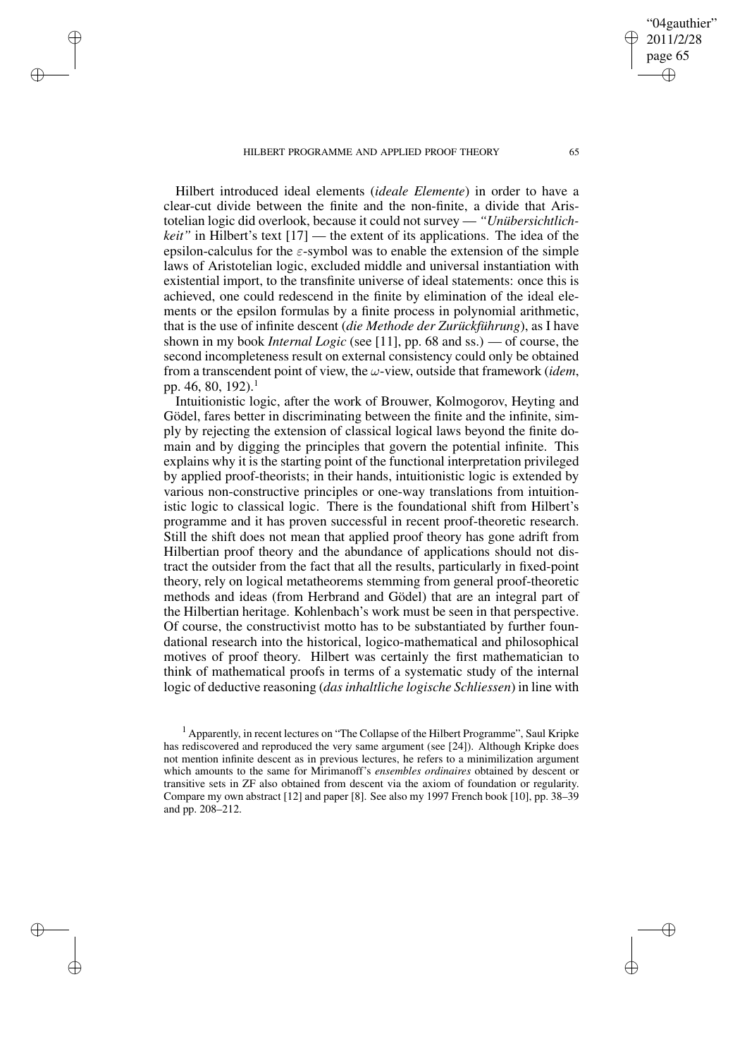Hilbert introduced ideal elements (*ideale Elemente*) in order to have a clear-cut divide between the finite and the non-finite, a divide that Aristotelian logic did overlook, because it could not survey — *"Unübersichtlichkeit"* in Hilbert's text [17] — the extent of its applications. The idea of the epsilon-calculus for the $\varepsilon$-symbol was to enable the extension of the simple laws of Aristotelian logic, excluded middle and universal instantiation with existential import, to the transfinite universe of ideal statements: once this is achieved, one could redescend in the finite by elimination of the ideal elements or the epsilon formulas by a finite process in polynomial arithmetic, that is the use of infinite descent (*die Methode der Zurückführung*), as I have shown in my book *Internal Logic* (see [11], pp. 68 and ss.) — of course, the second incompleteness result on external consistency could only be obtained from a transcendent point of view, the $\omega$-view, outside that framework (*idem*, pp. 46, 80, 192).[1]

Intuitionistic logic, after the work of Brouwer, Kolmogorov, Heyting and Gödel, fares better in discriminating between the finite and the infinite, simply by rejecting the extension of classical logical laws beyond the finite domain and by digging the principles that govern the potential infinite. This explains why it is the starting point of the functional interpretation privileged by applied proof-theorists; in their hands, intuitionistic logic is extended by various non-constructive principles or one-way translations from intuitionistic logic to classical logic. There is the foundational shift from Hilbert's programme and it has proven successful in recent proof-theoretic research. Still the shift does not mean that applied proof theory has gone adrift from Hilbertian proof theory and the abundance of applications should not distract the outsider from the fact that all the results, particularly in fixed-point theory, rely on logical metatheorems stemming from general proof-theoretic methods and ideas (from Herbrand and Gödel) that are an integral part of the Hilbertian heritage. Kohlenbach's work must be seen in that perspective. Of course, the constructivist motto has to be substantiated by further foundational research into the historical, logico-mathematical and philosophical motives of proof theory. Hilbert was certainly the first mathematician to think of mathematical proofs in terms of a systematic study of the internal logic of deductive reasoning (*das inhaltliche logische Schliessen*) in line with

[1] Apparently, in recent lectures on "The Collapse of the Hilbert Programme", Saul Kripke has rediscovered and reproduced the very same argument (see [24]). Although Kripke does not mention infinite descent as in previous lectures, he refers to a minimilization argument which amounts to the same for Mirimanoff's *ensembles ordinaires* obtained by descent or transitive sets in ZF also obtained from descent via the axiom of foundation or regularity. Compare my own abstract [12] and paper [8]. See also my 1997 French book [10], pp. 38–39 and pp. 208–212.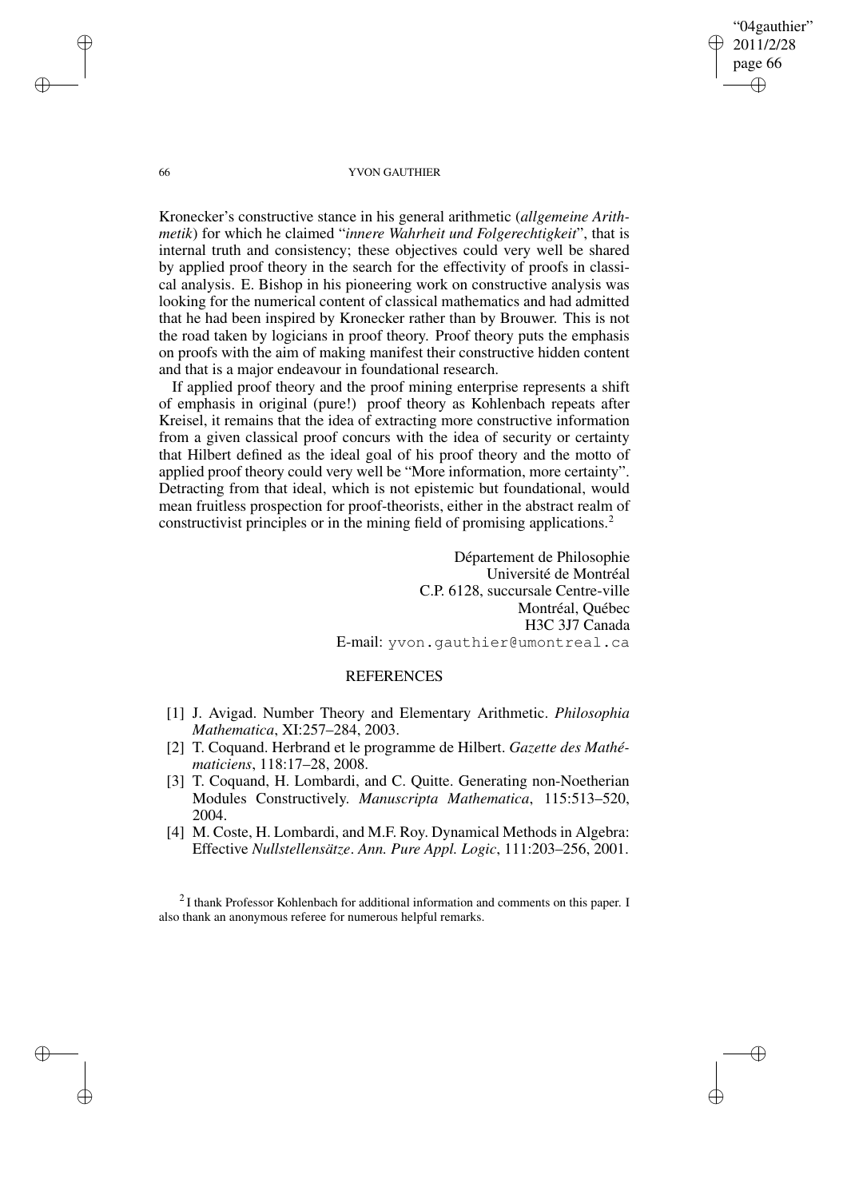Kronecker's constructive stance in his general arithmetic (*allgemeine Arithmetik*) for which he claimed "*innere Wahrheit und Folgerechtigkeit*", that is internal truth and consistency; these objectives could very well be shared by applied proof theory in the search for the effectivity of proofs in classical analysis. E. Bishop in his pioneering work on constructive analysis was looking for the numerical content of classical mathematics and had admitted that he had been inspired by Kronecker rather than by Brouwer. This is not the road taken by logicians in proof theory. Proof theory puts the emphasis on proofs with the aim of making manifest their constructive hidden content and that is a major endeavour in foundational research.

If applied proof theory and the proof mining enterprise represents a shift of emphasis in original (pure!) proof theory as Kohlenbach repeats after Kreisel, it remains that the idea of extracting more constructive information from a given classical proof concurs with the idea of security or certainty that Hilbert defined as the ideal goal of his proof theory and the motto of applied proof theory could very well be "More information, more certainty". Detracting from that ideal, which is not epistemic but foundational, would mean fruitless prospection for proof-theorists, either in the abstract realm of constructivist principles or in the mining field of promising applications.[2]

Département de Philosophie
Université de Montréal
C.P. 6128, succursale Centre-ville
Montréal, Québec
H3C 3J7 Canada
E-mail: yvon.gauthier@umontreal.ca

## REFERENCES

[1] J. Avigad. Number Theory and Elementary Arithmetic. *Philosophia Mathematica*, XI:257–284, 2003.

[2] T. Coquand. Herbrand et le programme de Hilbert. *Gazette des Mathématiciens*, 118:17–28, 2008.

[3] T. Coquand, H. Lombardi, and C. Quitte. Generating non-Noetherian Modules Constructively. *Manuscripta Mathematica*, 115:513–520, 2004.

[4] M. Coste, H. Lombardi, and M.F. Roy. Dynamical Methods in Algebra: Effective *Nullstellensätze*. *Ann. Pure Appl. Logic*, 111:203–256, 2001.

[2] I thank Professor Kohlenbach for additional information and comments on this paper. I also thank an anonymous referee for numerous helpful remarks.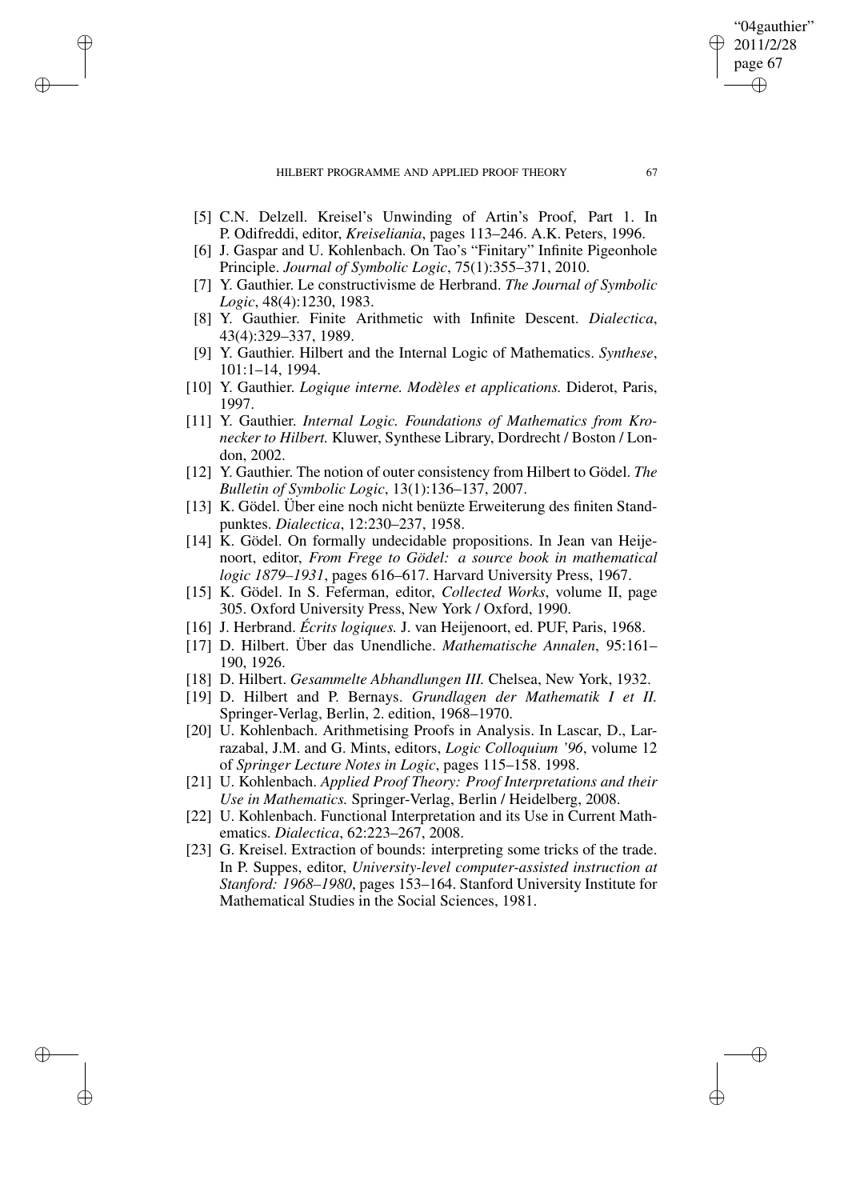- [5] C.N. Delzell. Kreisel's Unwinding of Artin's Proof, Part 1. In P. Odifreddi, editor, *Kreiseliania*, pages 113–246. A.K. Peters, 1996.
- [6] J. Gaspar and U. Kohlenbach. On Tao's "Finitary" Infinite Pigeonhole Principle. *Journal of Symbolic Logic*, 75(1):355–371, 2010.
- [7] Y. Gauthier. Le constructivisme de Herbrand. *The Journal of Symbolic Logic*, 48(4):1230, 1983.
- [8] Y. Gauthier. Finite Arithmetic with Infinite Descent. *Dialectica*, 43(4):329–337, 1989.
- [9] Y. Gauthier. Hilbert and the Internal Logic of Mathematics. *Synthese*, 101:1–14, 1994.
- [10] Y. Gauthier. *Logique interne. Modèles et applications.* Diderot, Paris, 1997.
- [11] Y. Gauthier. *Internal Logic. Foundations of Mathematics from Kronecker to Hilbert.* Kluwer, Synthese Library, Dordrecht / Boston / London, 2002.
- [12] Y. Gauthier. The notion of outer consistency from Hilbert to Gödel. *The Bulletin of Symbolic Logic*, 13(1):136–137, 2007.
- [13] K. Gödel. Über eine noch nicht benüzte Erweiterung des finiten Standpunktes. *Dialectica*, 12:230–237, 1958.
- [14] K. Gödel. On formally undecidable propositions. In Jean van Heijenoort, editor, *From Frege to Gödel: a source book in mathematical logic 1879–1931*, pages 616–617. Harvard University Press, 1967.
- [15] K. Gödel. In S. Feferman, editor, *Collected Works*, volume II, page 305. Oxford University Press, New York / Oxford, 1990.
- [16] J. Herbrand. *Écrits logiques.* J. van Heijenoort, ed. PUF, Paris, 1968.
- [17] D. Hilbert. Über das Unendliche. *Mathematische Annalen*, 95:161–190, 1926.
- [18] D. Hilbert. *Gesammelte Abhandlungen III.* Chelsea, New York, 1932.
- [19] D. Hilbert and P. Bernays. *Grundlagen der Mathematik I et II.* Springer-Verlag, Berlin, 2. edition, 1968–1970.
- [20] U. Kohlenbach. Arithmetising Proofs in Analysis. In Lascar, D., Larrazabal, J.M. and G. Mints, editors, *Logic Colloquium '96*, volume 12 of *Springer Lecture Notes in Logic*, pages 115–158. 1998.
- [21] U. Kohlenbach. *Applied Proof Theory: Proof Interpretations and their Use in Mathematics.* Springer-Verlag, Berlin / Heidelberg, 2008.
- [22] U. Kohlenbach. Functional Interpretation and its Use in Current Mathematics. *Dialectica*, 62:223–267, 2008.
- [23] G. Kreisel. Extraction of bounds: interpreting some tricks of the trade. In P. Suppes, editor, *University-level computer-assisted instruction at Stanford: 1968–1980*, pages 153–164. Stanford University Institute for Mathematical Studies in the Social Sciences, 1981.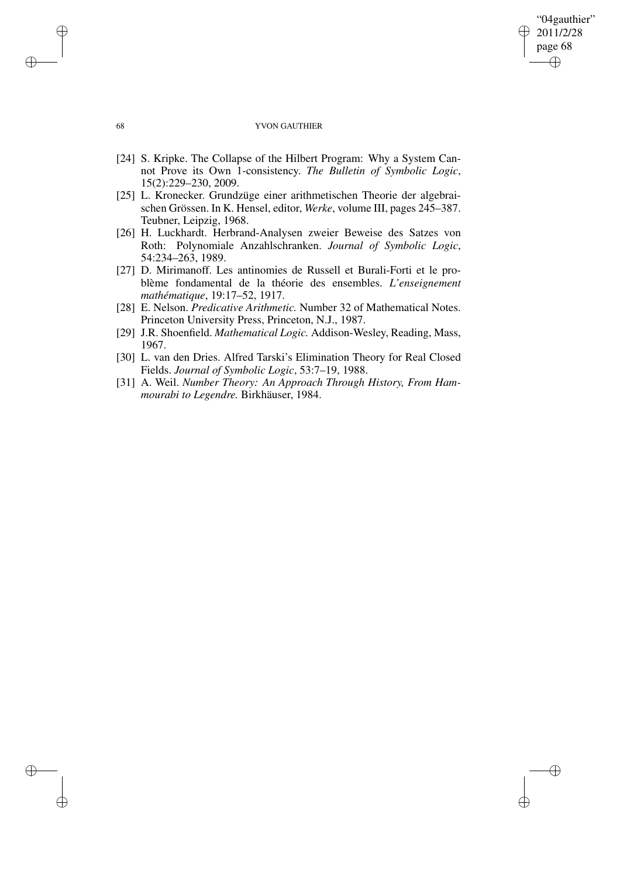- [24] S. Kripke. The Collapse of the Hilbert Program: Why a System Cannot Prove its Own 1-consistency. *The Bulletin of Symbolic Logic*, 15(2):229–230, 2009.
- [25] L. Kronecker. Grundzüge einer arithmetischen Theorie der algebraischen Grössen. In K. Hensel, editor, *Werke*, volume III, pages 245–387. Teubner, Leipzig, 1968.
- [26] H. Luckhardt. Herbrand-Analysen zweier Beweise des Satzes von Roth: Polynomiale Anzahlschranken. *Journal of Symbolic Logic*, 54:234–263, 1989.
- [27] D. Mirimanoff. Les antinomies de Russell et Burali-Forti et le problème fondamental de la théorie des ensembles. *L'enseignement mathématique*, 19:17–52, 1917.
- [28] E. Nelson. *Predicative Arithmetic.* Number 32 of Mathematical Notes. Princeton University Press, Princeton, N.J., 1987.
- [29] J.R. Shoenfield. *Mathematical Logic.* Addison-Wesley, Reading, Mass, 1967.
- [30] L. van den Dries. Alfred Tarski's Elimination Theory for Real Closed Fields. *Journal of Symbolic Logic*, 53:7–19, 1988.
- [31] A. Weil. *Number Theory: An Approach Through History, From Hammourabi to Legendre.* Birkhäuser, 1984.